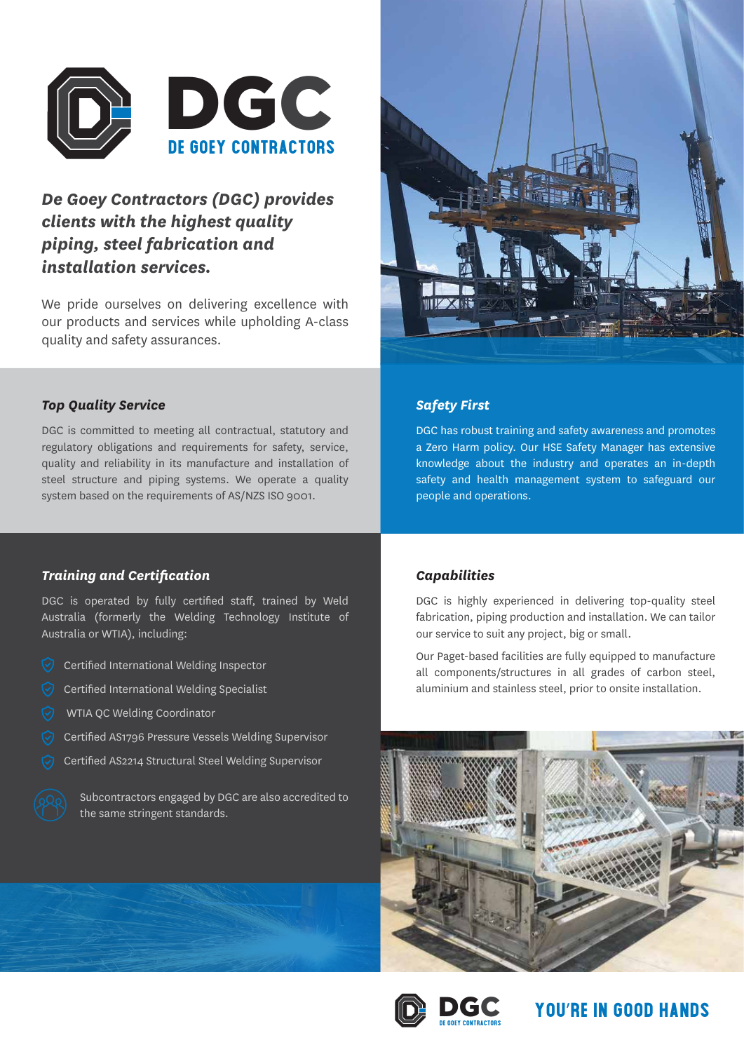# DGC

DE GOEY CONTRACTORS

***De Goey Contractors (DGC) provides clients with the highest quality piping, steel fabrication and installation services.***

We pride ourselves on delivering excellence with our products and services while upholding A-class quality and safety assurances.

### *Top Quality Service*

DGC is committed to meeting all contractual, statutory and regulatory obligations and requirements for safety, service, quality and reliability in its manufacture and installation of steel structure and piping systems. We operate a quality system based on the requirements of AS/NZS ISO 9001.

### *Safety First*

DGC has robust training and safety awareness and promotes a Zero Harm policy. Our HSE Safety Manager has extensive knowledge about the industry and operates an in-depth safety and health management system to safeguard our people and operations.

### *Training and Certification*

DGC is operated by fully certified staff, trained by Weld Australia (formerly the Welding Technology Institute of Australia or WTIA), including:

- Certified International Welding Inspector
- Certified International Welding Specialist
- WTIA QC Welding Coordinator
- Certified AS1796 Pressure Vessels Welding Supervisor
- Certified AS2214 Structural Steel Welding Supervisor

Subcontractors engaged by DGC are also accredited to the same stringent standards.

### *Capabilities*

DGC is highly experienced in delivering top-quality steel fabrication, piping production and installation. We can tailor our service to suit any project, big or small.

Our Paget-based facilities are fully equipped to manufacture all components/structures in all grades of carbon steel, aluminium and stainless steel, prior to onsite installation.

DGC DE GOEY CONTRACTORS

**YOU'RE IN GOOD HANDS**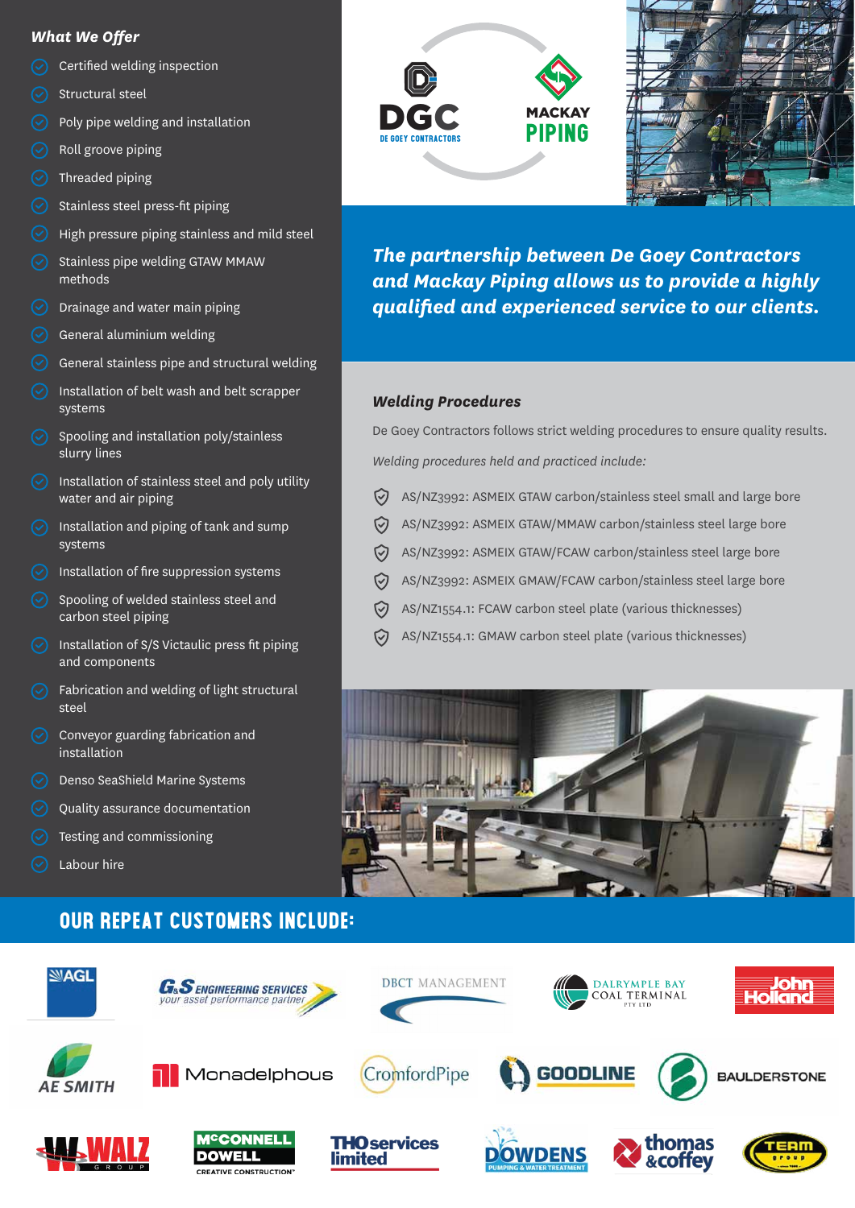## What We Offer

- Certified welding inspection
- Structural steel
- Poly pipe welding and installation
- Roll groove piping
- Threaded piping
- Stainless steel press-fit piping
- High pressure piping stainless and mild steel
- Stainless pipe welding GTAW MMAW methods
- Drainage and water main piping
- General aluminium welding
- General stainless pipe and structural welding
- Installation of belt wash and belt scrapper systems
- Spooling and installation poly/stainless slurry lines
- Installation of stainless steel and poly utility water and air piping
- Installation and piping of tank and sump systems
- Installation of fire suppression systems
- Spooling of welded stainless steel and carbon steel piping
- Installation of S/S Victaulic press fit piping and components
- Fabrication and welding of light structural steel
- Conveyor guarding fabrication and installation
- Denso SeaShield Marine Systems
- Quality assurance documentation
- Testing and commissioning
- Labour hire

DGC DE GOEY CONTRACTORS

MACKAY PIPING

***The partnership between De Goey Contractors and Mackay Piping allows us to provide a highly qualified and experienced service to our clients.***

### *Welding Procedures*

De Goey Contractors follows strict welding procedures to ensure quality results.

*Welding procedures held and practiced include:*

- AS/NZ3992: ASMEIX GTAW carbon/stainless steel small and large bore
- AS/NZ3992: ASMEIX GTAW/MMAW carbon/stainless steel large bore
- AS/NZ3992: ASMEIX GTAW/FCAW carbon/stainless steel large bore
- AS/NZ3992: ASMEIX GMAW/FCAW carbon/stainless steel large bore
- AS/NZ1554.1: FCAW carbon steel plate (various thicknesses)
- AS/NZ1554.1: GMAW carbon steel plate (various thicknesses)

## OUR REPEAT CUSTOMERS INCLUDE:

AGL · G&S Engineering Services (your asset performance partner) · DBCT Management · Dalrymple Bay Coal Terminal Pty Ltd · John Holland · AE Smith · Monadelphous · CromfordPipe · Goodline · Baulderstone · Walz Group · McConnell Dowell (Creative Construction) · THO services limited · Dowdens (Pumping & Water Treatment) · thomas & coffey · Team Group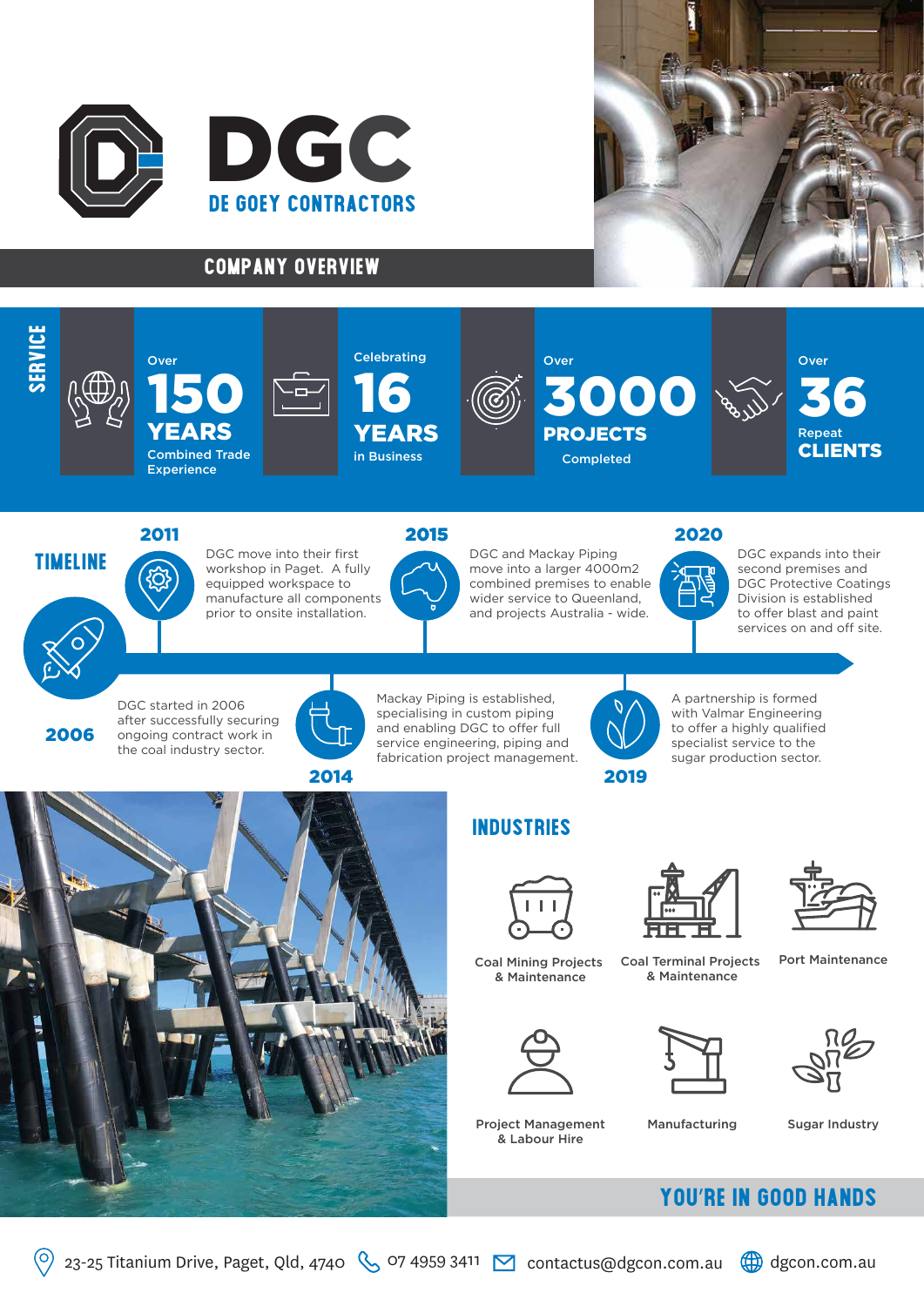# DGC

DE GOEY CONTRACTORS

## COMPANY OVERVIEW

## SERVICE

Over **150 YEARS** Combined Trade Experience

Celebrating **16 YEARS** in Business

Over **3000 PROJECTS** Completed

Over **36** Repeat **CLIENTS**

## TIMELINE

**2006**
DGC started in 2006 after successfully securing ongoing contract work in the coal industry sector.

**2011**
DGC move into their first workshop in Paget. A fully equipped workspace to manufacture all components prior to onsite installation.

**2014**
Mackay Piping is established, specialising in custom piping and enabling DGC to offer full service engineering, piping and fabrication project management.

**2015**
DGC and Mackay Piping move into a larger 4000m2 combined premises to enable wider service to Queensland, and projects Australia - wide.

**2019**
A partnership is formed with Valmar Engineering to offer a highly qualified specialist service to the sugar production sector.

**2020**
DGC expands into their second premises and DGC Protective Coatings Division is established to offer blast and paint services on and off site.

## INDUSTRIES

- Coal Mining Projects & Maintenance
- Coal Terminal Projects & Maintenance
- Port Maintenance
- Project Management & Labour Hire
- Manufacturing
- Sugar Industry

## YOU'RE IN GOOD HANDS

23-25 Titanium Drive, Paget, Qld, 4740 | 07 4959 3411 | contactus@dgcon.com.au | dgcon.com.au